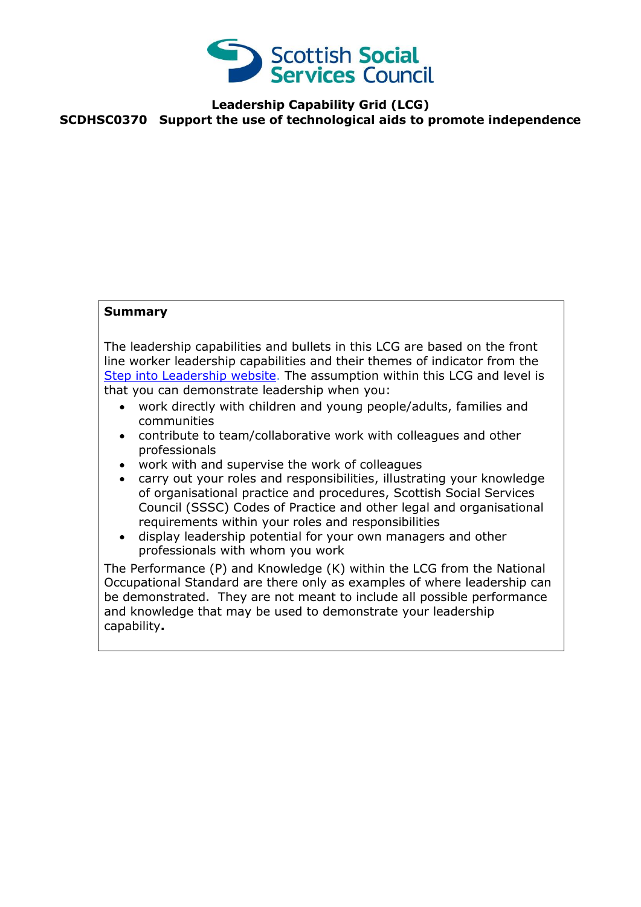**Scottish Social Services Council**

# Leadership Capability Grid (LCG)

## SCDHSC0370 Support the use of technological aids to promote independence

**Summary**

The leadership capabilities and bullets in this LCG are based on the front line worker leadership capabilities and their themes of indicator from the [Step into Leadership website](). The assumption within this LCG and level is that you can demonstrate leadership when you:

- work directly with children and young people/adults, families and communities
- contribute to team/collaborative work with colleagues and other professionals
- work with and supervise the work of colleagues
- carry out your roles and responsibilities, illustrating your knowledge of organisational practice and procedures, Scottish Social Services Council (SSSC) Codes of Practice and other legal and organisational requirements within your roles and responsibilities
- display leadership potential for your own managers and other professionals with whom you work

The Performance (P) and Knowledge (K) within the LCG from the National Occupational Standard are there only as examples of where leadership can be demonstrated. They are not meant to include all possible performance and knowledge that may be used to demonstrate your leadership capability**.**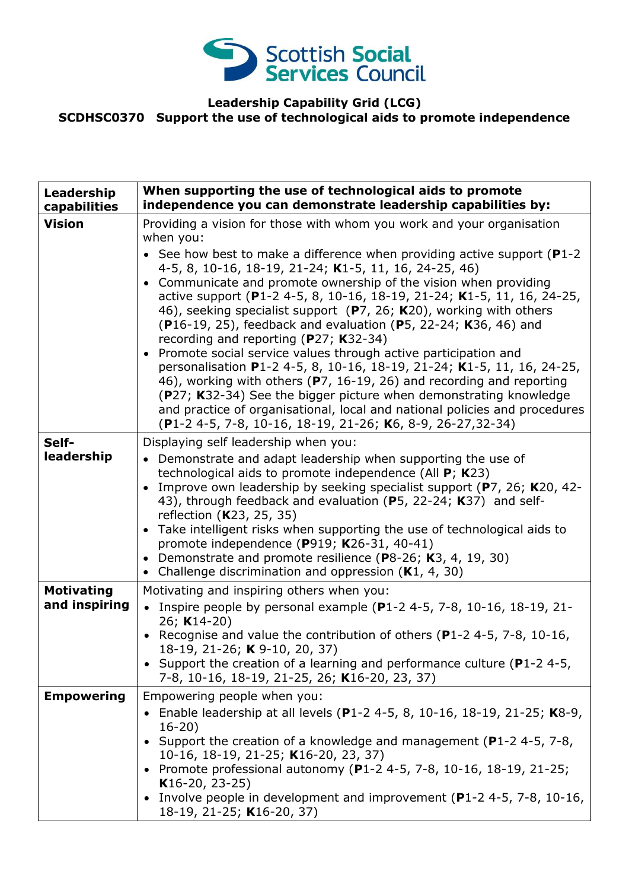**Leadership Capability Grid (LCG)**
**SCDHSC0370 Support the use of technological aids to promote independence**

| **Leadership capabilities** | **When supporting the use of technological aids to promote independence you can demonstrate leadership capabilities by:** |
|---|---|
| **Vision** | Providing a vision for those with whom you work and your organisation when you:<br>• See how best to make a difference when providing active support (**P**1-2 4-5, 8, 10-16, 18-19, 21-24; **K**1-5, 11, 16, 24-25, 46)<br>• Communicate and promote ownership of the vision when providing active support (**P**1-2 4-5, 8, 10-16, 18-19, 21-24; **K**1-5, 11, 16, 24-25, 46), seeking specialist support (**P**7, 26; **K**20), working with others (**P**16-19, 25), feedback and evaluation (**P**5, 22-24; **K**36, 46) and recording and reporting (**P**27; **K**32-34)<br>• Promote social service values through active participation and personalisation **P**1-2 4-5, 8, 10-16, 18-19, 21-24; **K**1-5, 11, 16, 24-25, 46), working with others (**P**7, 16-19, 26) and recording and reporting (**P**27; **K**32-34) See the bigger picture when demonstrating knowledge and practice of organisational, local and national policies and procedures (**P**1-2 4-5, 7-8, 10-16, 18-19, 21-26; **K**6, 8-9, 26-27,32-34) |
| **Self-leadership** | Displaying self leadership when you:<br>• Demonstrate and adapt leadership when supporting the use of technological aids to promote independence (All **P**; **K**23)<br>• Improve own leadership by seeking specialist support (**P**7, 26; **K**20, 42-43), through feedback and evaluation (**P**5, 22-24; **K**37) and self-reflection (**K**23, 25, 35)<br>• Take intelligent risks when supporting the use of technological aids to promote independence (**P**919; **K**26-31, 40-41)<br>• Demonstrate and promote resilience (**P**8-26; **K**3, 4, 19, 30)<br>• Challenge discrimination and oppression (**K**1, 4, 30) |
| **Motivating and inspiring** | Motivating and inspiring others when you:<br>• Inspire people by personal example (**P**1-2 4-5, 7-8, 10-16, 18-19, 21-26; **K**14-20)<br>• Recognise and value the contribution of others (**P**1-2 4-5, 7-8, 10-16, 18-19, 21-26; **K** 9-10, 20, 37)<br>• Support the creation of a learning and performance culture (**P**1-2 4-5, 7-8, 10-16, 18-19, 21-25, 26; **K**16-20, 23, 37) |
| **Empowering** | Empowering people when you:<br>• Enable leadership at all levels (**P**1-2 4-5, 8, 10-16, 18-19, 21-25; **K**8-9, 16-20)<br>• Support the creation of a knowledge and management (**P**1-2 4-5, 7-8, 10-16, 18-19, 21-25; **K**16-20, 23, 37)<br>• Promote professional autonomy (**P**1-2 4-5, 7-8, 10-16, 18-19, 21-25; **K**16-20, 23-25)<br>• Involve people in development and improvement (**P**1-2 4-5, 7-8, 10-16, 18-19, 21-25; **K**16-20, 37) |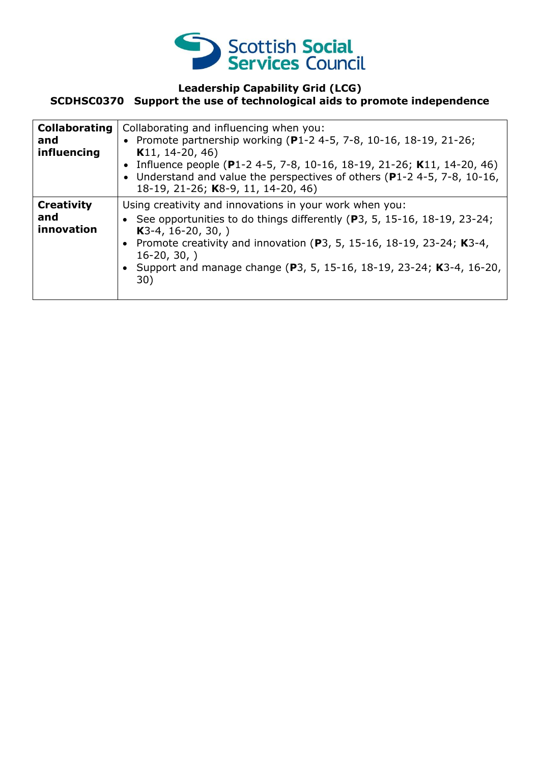**Leadership Capability Grid (LCG)**
**SCDHSC0370 Support the use of technological aids to promote independence**

| | |
|---|---|
| **Collaborating and influencing** | Collaborating and influencing when you:<br>• Promote partnership working (**P**1-2 4-5, 7-8, 10-16, 18-19, 21-26; **K**11, 14-20, 46)<br>• Influence people (**P**1-2 4-5, 7-8, 10-16, 18-19, 21-26; **K**11, 14-20, 46)<br>• Understand and value the perspectives of others (**P**1-2 4-5, 7-8, 10-16, 18-19, 21-26; **K**8-9, 11, 14-20, 46) |
| **Creativity and innovation** | Using creativity and innovations in your work when you:<br>• See opportunities to do things differently (**P**3, 5, 15-16, 18-19, 23-24; **K**3-4, 16-20, 30, )<br>• Promote creativity and innovation (**P**3, 5, 15-16, 18-19, 23-24; **K**3-4, 16-20, 30, )<br>• Support and manage change (**P**3, 5, 15-16, 18-19, 23-24; **K**3-4, 16-20, 30) |